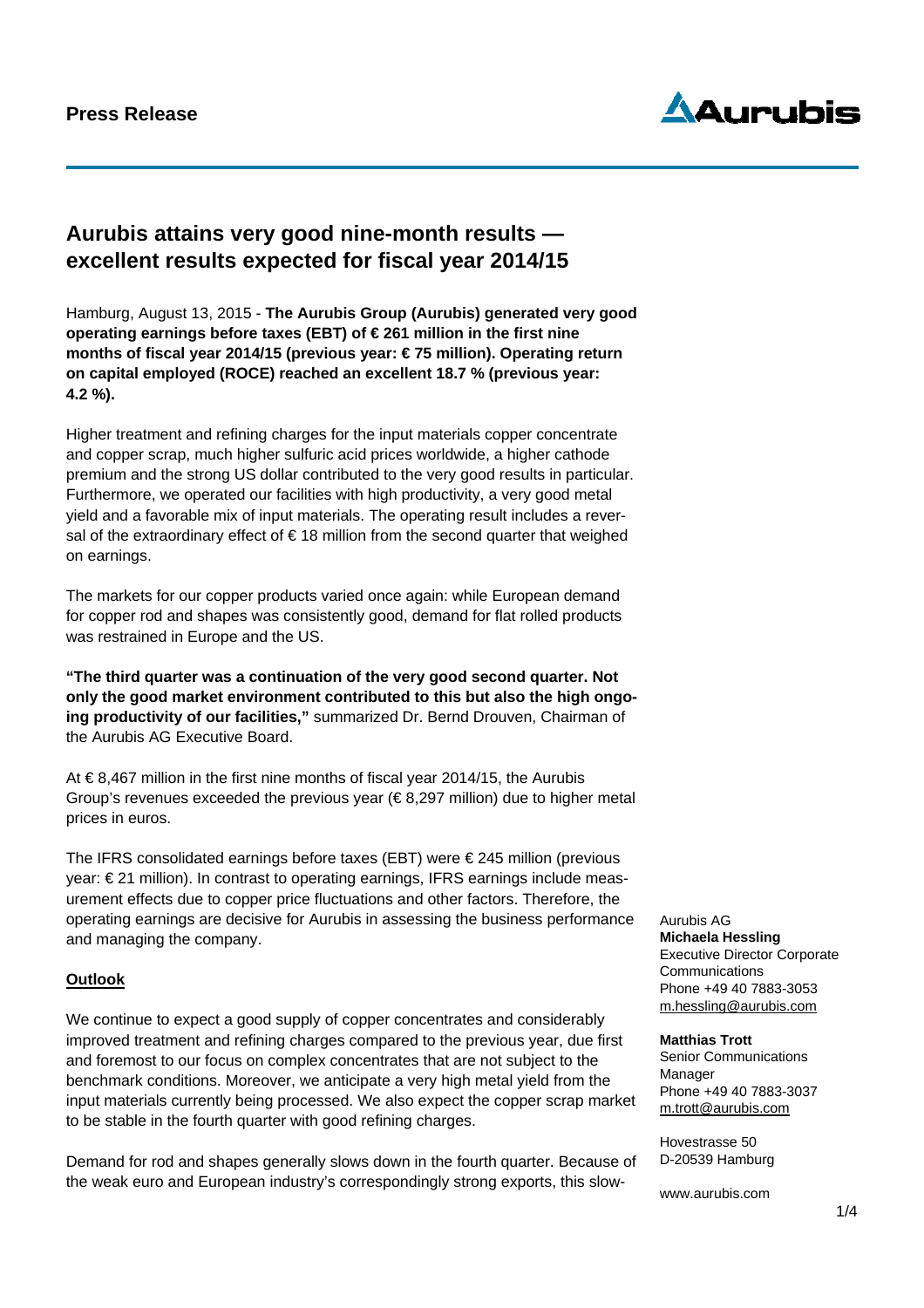**Press Release**

# Aurubis attains very good nine-month results — excellent results expected for fiscal year 2014/15

Hamburg, August 13, 2015 - **The Aurubis Group (Aurubis) generated very good operating earnings before taxes (EBT) of € 261 million in the first nine months of fiscal year 2014/15 (previous year: € 75 million). Operating return on capital employed (ROCE) reached an excellent 18.7 % (previous year: 4.2 %).**

Higher treatment and refining charges for the input materials copper concentrate and copper scrap, much higher sulfuric acid prices worldwide, a higher cathode premium and the strong US dollar contributed to the very good results in particular. Furthermore, we operated our facilities with high productivity, a very good metal yield and a favorable mix of input materials. The operating result includes a reversal of the extraordinary effect of € 18 million from the second quarter that weighed on earnings.

The markets for our copper products varied once again: while European demand for copper rod and shapes was consistently good, demand for flat rolled products was restrained in Europe and the US.

**"The third quarter was a continuation of the very good second quarter. Not only the good market environment contributed to this but also the high ongoing productivity of our facilities,"** summarized Dr. Bernd Drouven, Chairman of the Aurubis AG Executive Board.

At € 8,467 million in the first nine months of fiscal year 2014/15, the Aurubis Group's revenues exceeded the previous year (€ 8,297 million) due to higher metal prices in euros.

The IFRS consolidated earnings before taxes (EBT) were € 245 million (previous year: € 21 million). In contrast to operating earnings, IFRS earnings include measurement effects due to copper price fluctuations and other factors. Therefore, the operating earnings are decisive for Aurubis in assessing the business performance and managing the company.

## Outlook

We continue to expect a good supply of copper concentrates and considerably improved treatment and refining charges compared to the previous year, due first and foremost to our focus on complex concentrates that are not subject to the benchmark conditions. Moreover, we anticipate a very high metal yield from the input materials currently being processed. We also expect the copper scrap market to be stable in the fourth quarter with good refining charges.

Demand for rod and shapes generally slows down in the fourth quarter. Because of the weak euro and European industry's correspondingly strong exports, this slow-

Aurubis AG
**Michaela Hessling**
Executive Director Corporate Communications
Phone +49 40 7883-3053
m.hessling@aurubis.com

**Matthias Trott**
Senior Communications Manager
Phone +49 40 7883-3037
m.trott@aurubis.com

Hovestrasse 50
D-20539 Hamburg

www.aurubis.com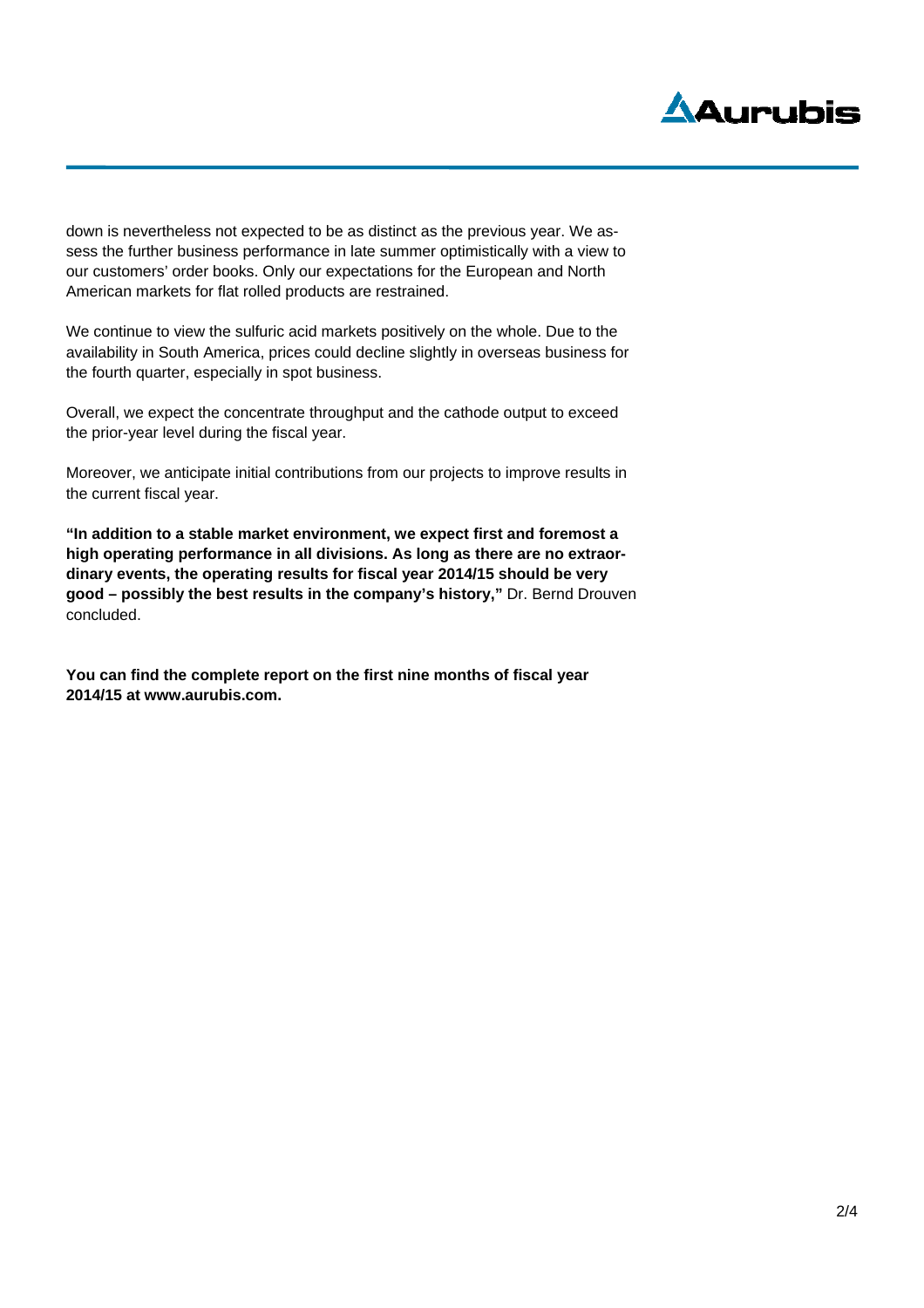down is nevertheless not expected to be as distinct as the previous year. We assess the further business performance in late summer optimistically with a view to our customers' order books. Only our expectations for the European and North American markets for flat rolled products are restrained.

We continue to view the sulfuric acid markets positively on the whole. Due to the availability in South America, prices could decline slightly in overseas business for the fourth quarter, especially in spot business.

Overall, we expect the concentrate throughput and the cathode output to exceed the prior-year level during the fiscal year.

Moreover, we anticipate initial contributions from our projects to improve results in the current fiscal year.

**"In addition to a stable market environment, we expect first and foremost a high operating performance in all divisions. As long as there are no extraordinary events, the operating results for fiscal year 2014/15 should be very good – possibly the best results in the company's history,"** Dr. Bernd Drouven concluded.

**You can find the complete report on the first nine months of fiscal year 2014/15 at www.aurubis.com.**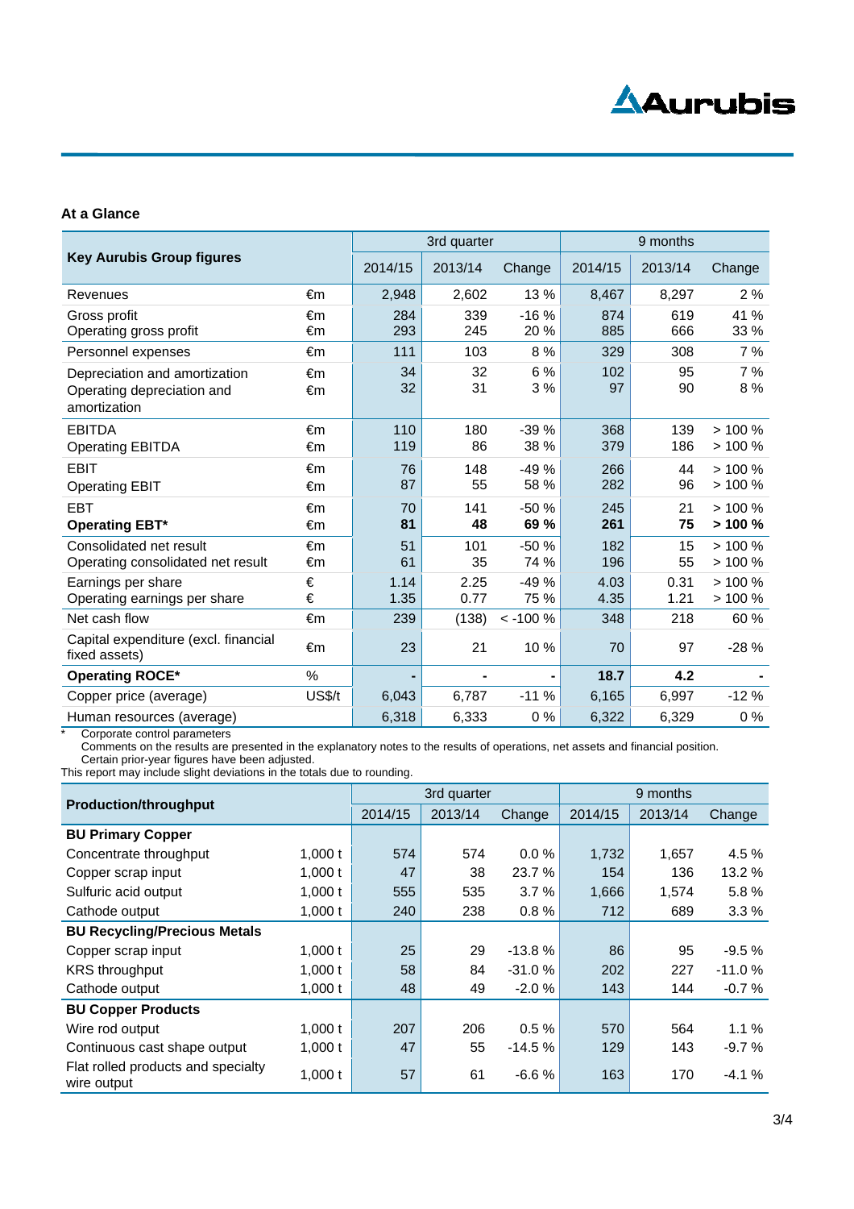## At a Glance

| Key Aurubis Group figures | | 3rd quarter | | | 9 months | | |
|---|---|---|---|---|---|---|---|
| | | 2014/15 | 2013/14 | Change | 2014/15 | 2013/14 | Change |
| Revenues | €m | 2,948 | 2,602 | 13 % | 8,467 | 8,297 | 2 % |
| Gross profit | €m | 284 | 339 | -16 % | 874 | 619 | 41 % |
| Operating gross profit | €m | 293 | 245 | 20 % | 885 | 666 | 33 % |
| Personnel expenses | €m | 111 | 103 | 8 % | 329 | 308 | 7 % |
| Depreciation and amortization | €m | 34 | 32 | 6 % | 102 | 95 | 7 % |
| Operating depreciation and amortization | €m | 32 | 31 | 3 % | 97 | 90 | 8 % |
| EBITDA | €m | 110 | 180 | -39 % | 368 | 139 | > 100 % |
| Operating EBITDA | €m | 119 | 86 | 38 % | 379 | 186 | > 100 % |
| EBIT | €m | 76 | 148 | -49 % | 266 | 44 | > 100 % |
| Operating EBIT | €m | 87 | 55 | 58 % | 282 | 96 | > 100 % |
| EBT | €m | 70 | 141 | -50 % | 245 | 21 | > 100 % |
| **Operating EBT*** | €m | **81** | **48** | **69 %** | **261** | **75** | **> 100 %** |
| Consolidated net result | €m | 51 | 101 | -50 % | 182 | 15 | > 100 % |
| Operating consolidated net result | €m | 61 | 35 | 74 % | 196 | 55 | > 100 % |
| Earnings per share | € | 1.14 | 2.25 | -49 % | 4.03 | 0.31 | > 100 % |
| Operating earnings per share | € | 1.35 | 0.77 | 75 % | 4.35 | 1.21 | > 100 % |
| Net cash flow | €m | 239 | (138) | < -100 % | 348 | 218 | 60 % |
| Capital expenditure (excl. financial fixed assets) | €m | 23 | 21 | 10 % | 70 | 97 | -28 % |
| **Operating ROCE*** | % | **-** | **-** | **-** | **18.7** | **4.2** | **-** |
| Copper price (average) | US$/t | 6,043 | 6,787 | -11 % | 6,165 | 6,997 | -12 % |
| Human resources (average) | | 6,318 | 6,333 | 0 % | 6,322 | 6,329 | 0 % |

\* Corporate control parameters
Comments on the results are presented in the explanatory notes to the results of operations, net assets and financial position.
Certain prior-year figures have been adjusted.
This report may include slight deviations in the totals due to rounding.

| Production/throughput | | 3rd quarter | | | 9 months | | |
|---|---|---|---|---|---|---|---|
| | | 2014/15 | 2013/14 | Change | 2014/15 | 2013/14 | Change |
| **BU Primary Copper** | | | | | | | |
| Concentrate throughput | 1,000 t | 574 | 574 | 0.0 % | 1,732 | 1,657 | 4.5 % |
| Copper scrap input | 1,000 t | 47 | 38 | 23.7 % | 154 | 136 | 13.2 % |
| Sulfuric acid output | 1,000 t | 555 | 535 | 3.7 % | 1,666 | 1,574 | 5.8 % |
| Cathode output | 1,000 t | 240 | 238 | 0.8 % | 712 | 689 | 3.3 % |
| **BU Recycling/Precious Metals** | | | | | | | |
| Copper scrap input | 1,000 t | 25 | 29 | -13.8 % | 86 | 95 | -9.5 % |
| KRS throughput | 1,000 t | 58 | 84 | -31.0 % | 202 | 227 | -11.0 % |
| Cathode output | 1,000 t | 48 | 49 | -2.0 % | 143 | 144 | -0.7 % |
| **BU Copper Products** | | | | | | | |
| Wire rod output | 1,000 t | 207 | 206 | 0.5 % | 570 | 564 | 1.1 % |
| Continuous cast shape output | 1,000 t | 47 | 55 | -14.5 % | 129 | 143 | -9.7 % |
| Flat rolled products and specialty wire output | 1,000 t | 57 | 61 | -6.6 % | 163 | 170 | -4.1 % |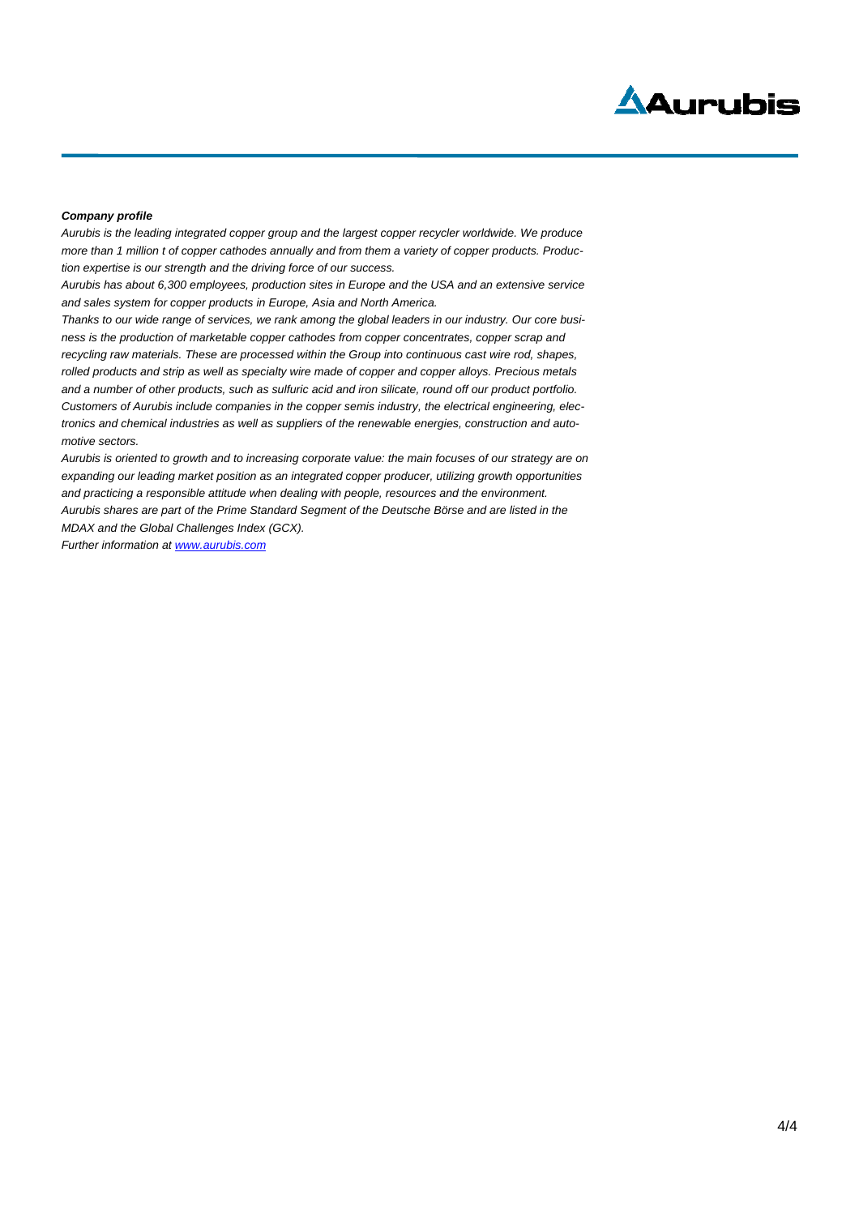***Company profile***

*Aurubis is the leading integrated copper group and the largest copper recycler worldwide. We produce more than 1 million t of copper cathodes annually and from them a variety of copper products. Production expertise is our strength and the driving force of our success.*

*Aurubis has about 6,300 employees, production sites in Europe and the USA and an extensive service and sales system for copper products in Europe, Asia and North America.*

*Thanks to our wide range of services, we rank among the global leaders in our industry. Our core business is the production of marketable copper cathodes from copper concentrates, copper scrap and recycling raw materials. These are processed within the Group into continuous cast wire rod, shapes, rolled products and strip as well as specialty wire made of copper and copper alloys. Precious metals and a number of other products, such as sulfuric acid and iron silicate, round off our product portfolio. Customers of Aurubis include companies in the copper semis industry, the electrical engineering, electronics and chemical industries as well as suppliers of the renewable energies, construction and automotive sectors.*

*Aurubis is oriented to growth and to increasing corporate value: the main focuses of our strategy are on expanding our leading market position as an integrated copper producer, utilizing growth opportunities and practicing a responsible attitude when dealing with people, resources and the environment.*

*Aurubis shares are part of the Prime Standard Segment of the Deutsche Börse and are listed in the MDAX and the Global Challenges Index (GCX).*

*Further information at [www.aurubis.com](http://www.aurubis.com)*